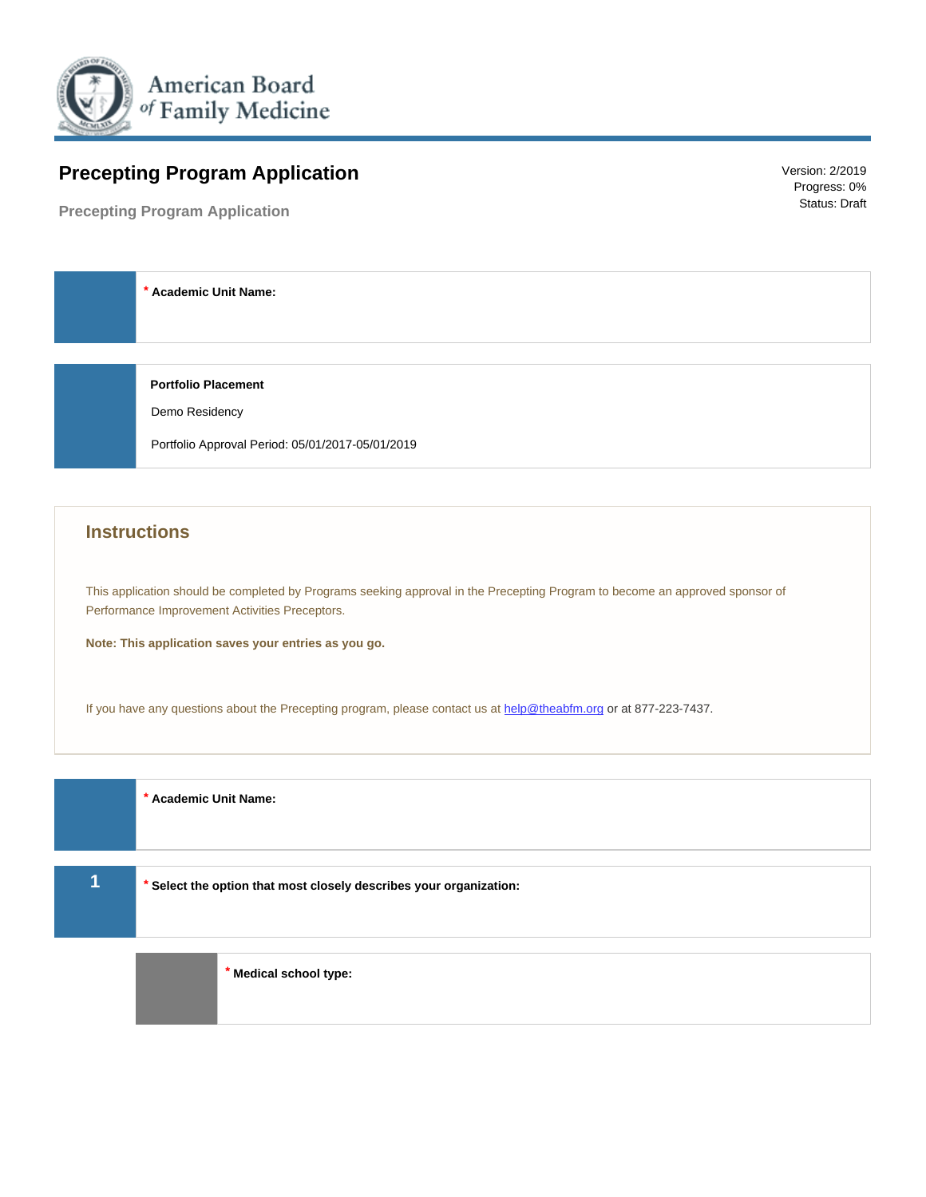American Board of Family Medicine

# Precepting Program Application

Version: 2/2019
Progress: 0%
Status: Draft

## Precepting Program Application

**\* Academic Unit Name:**

**Portfolio Placement**

Demo Residency

Portfolio Approval Period: 05/01/2017-05/01/2019

## Instructions

This application should be completed by Programs seeking approval in the Precepting Program to become an approved sponsor of Performance Improvement Activities Preceptors.

**Note: This application saves your entries as you go.**

If you have any questions about the Precepting program, please contact us at help@theabfm.org or at 877-223-7437.

**\* Academic Unit Name:**

**1** **\* Select the option that most closely describes your organization:**

**\* Medical school type:**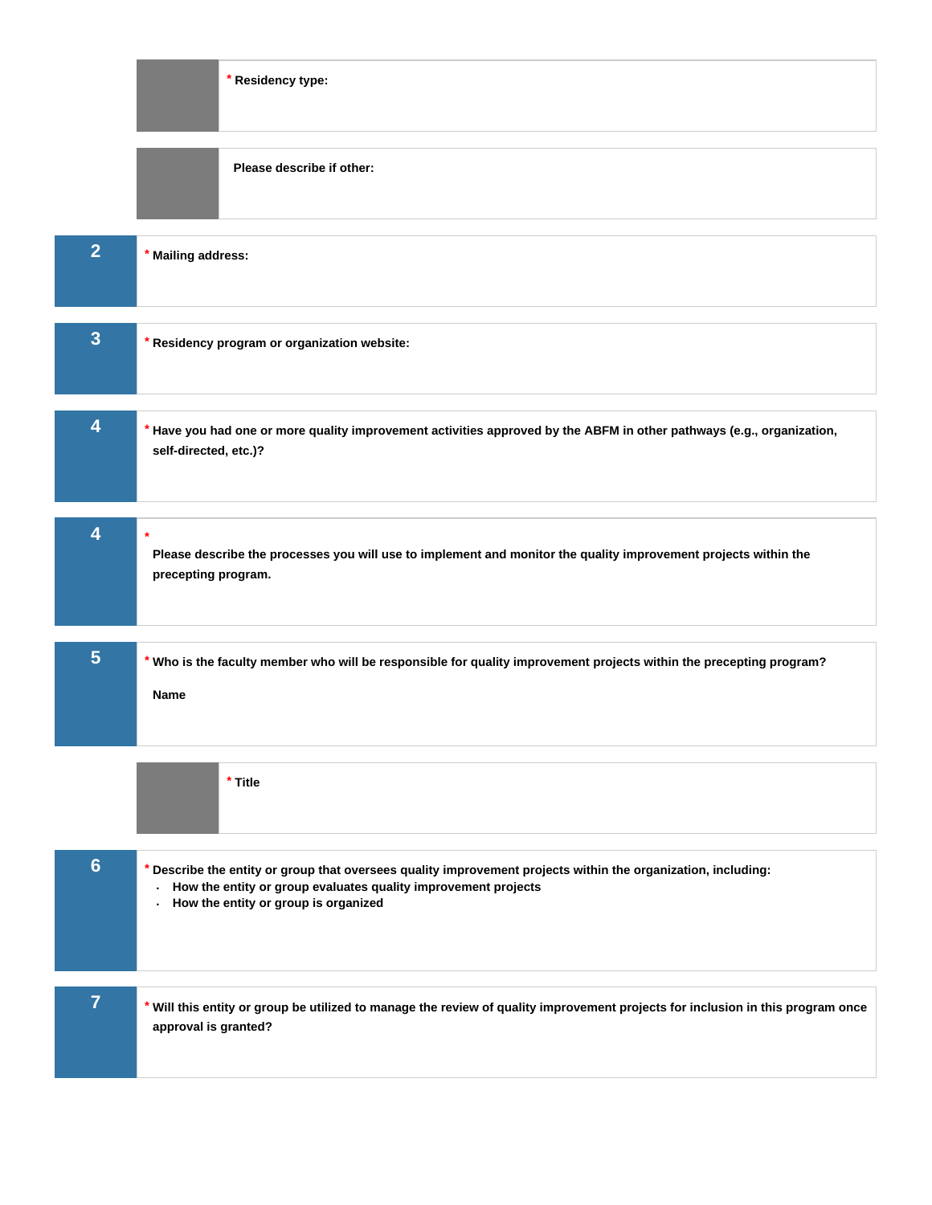\* Residency type:

Please describe if other:

**2** \* Mailing address:

**3** \* Residency program or organization website:

**4** \* Have you had one or more quality improvement activities approved by the ABFM in other pathways (e.g., organization, self-directed, etc.)?

**4** \*

Please describe the processes you will use to implement and monitor the quality improvement projects within the precepting program.

**5** \* Who is the faculty member who will be responsible for quality improvement projects within the precepting program?

Name

\* Title

**6** \* Describe the entity or group that oversees quality improvement projects within the organization, including:

- How the entity or group evaluates quality improvement projects
- How the entity or group is organized

**7** \* Will this entity or group be utilized to manage the review of quality improvement projects for inclusion in this program once approval is granted?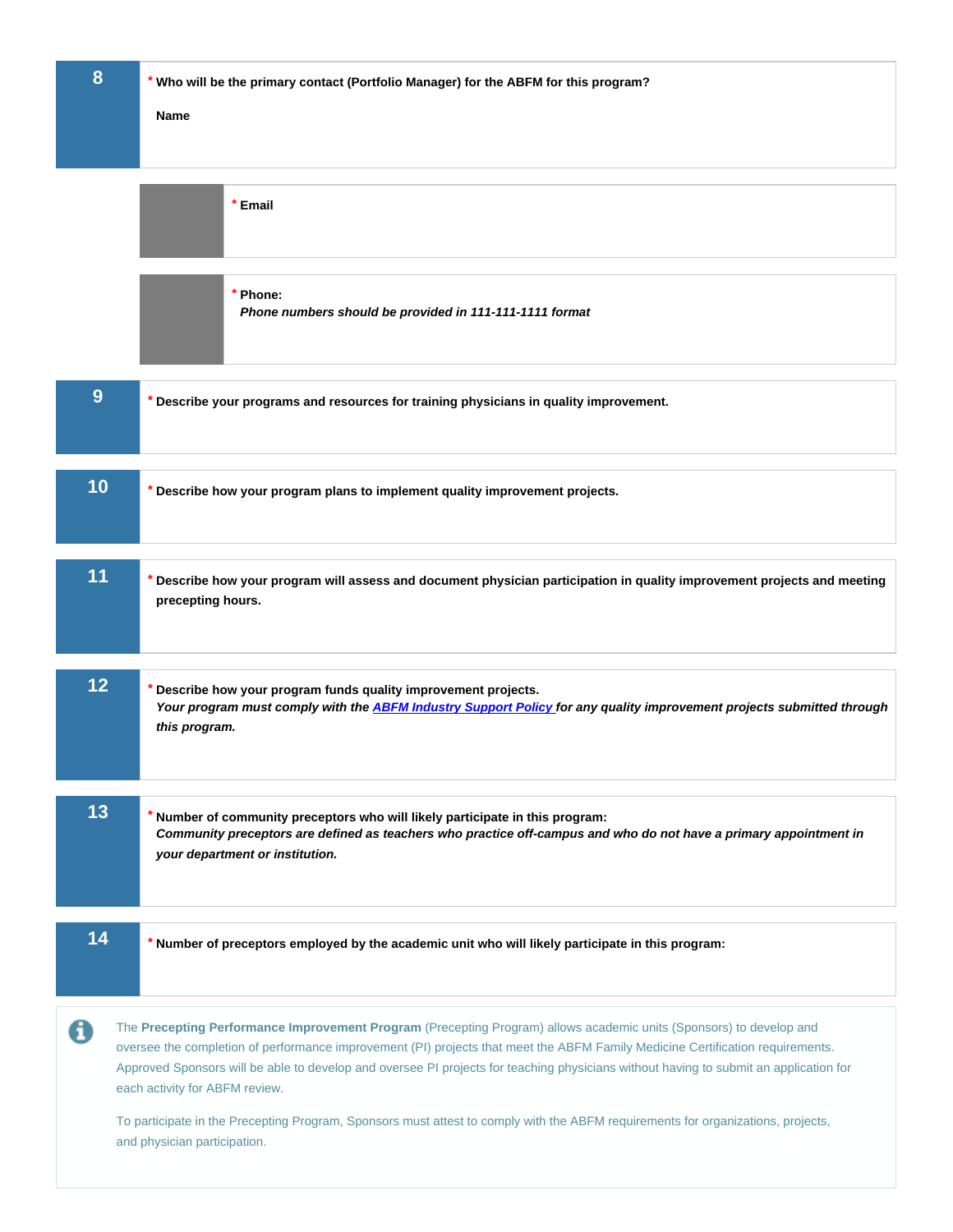**8**

\* **Who will be the primary contact (Portfolio Manager) for the ABFM for this program?**

**Name**

\* **Email**

\* **Phone:**
***Phone numbers should be provided in 111-111-1111 format***

**9**

\* **Describe your programs and resources for training physicians in quality improvement.**

**10**

\* **Describe how your program plans to implement quality improvement projects.**

**11**

\* **Describe how your program will assess and document physician participation in quality improvement projects and meeting precepting hours.**

**12**

\* **Describe how your program funds quality improvement projects.**
***Your program must comply with the [ABFM Industry Support Policy](#) for any quality improvement projects submitted through this program.***

**13**

\* **Number of community preceptors who will likely participate in this program:**
***Community preceptors are defined as teachers who practice off-campus and who do not have a primary appointment in your department or institution.***

**14**

\* **Number of preceptors employed by the academic unit who will likely participate in this program:**

The **Precepting Performance Improvement Program** (Precepting Program) allows academic units (Sponsors) to develop and oversee the completion of performance improvement (PI) projects that meet the ABFM Family Medicine Certification requirements. Approved Sponsors will be able to develop and oversee PI projects for teaching physicians without having to submit an application for each activity for ABFM review.

To participate in the Precepting Program, Sponsors must attest to comply with the ABFM requirements for organizations, projects, and physician participation.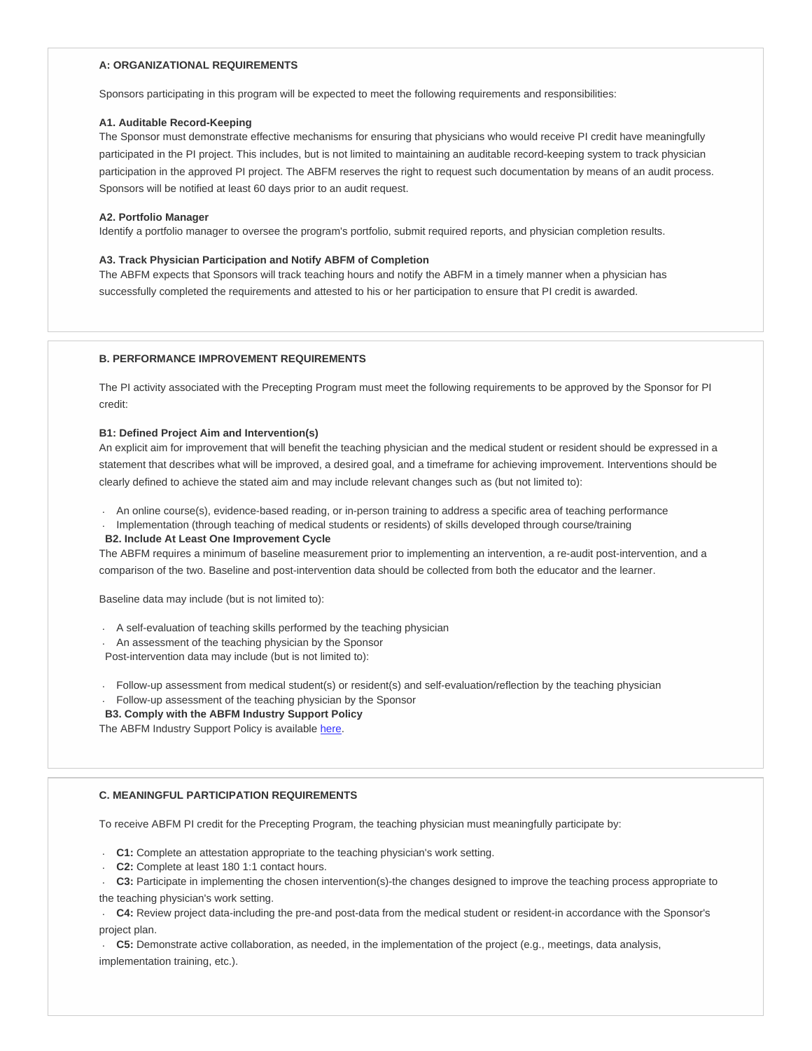### A: ORGANIZATIONAL REQUIREMENTS

Sponsors participating in this program will be expected to meet the following requirements and responsibilities:

**A1. Auditable Record-Keeping**
The Sponsor must demonstrate effective mechanisms for ensuring that physicians who would receive PI credit have meaningfully participated in the PI project. This includes, but is not limited to maintaining an auditable record-keeping system to track physician participation in the approved PI project. The ABFM reserves the right to request such documentation by means of an audit process. Sponsors will be notified at least 60 days prior to an audit request.

**A2. Portfolio Manager**
Identify a portfolio manager to oversee the program's portfolio, submit required reports, and physician completion results.

**A3. Track Physician Participation and Notify ABFM of Completion**
The ABFM expects that Sponsors will track teaching hours and notify the ABFM in a timely manner when a physician has successfully completed the requirements and attested to his or her participation to ensure that PI credit is awarded.

### B. PERFORMANCE IMPROVEMENT REQUIREMENTS

The PI activity associated with the Precepting Program must meet the following requirements to be approved by the Sponsor for PI credit:

**B1: Defined Project Aim and Intervention(s)**
An explicit aim for improvement that will benefit the teaching physician and the medical student or resident should be expressed in a statement that describes what will be improved, a desired goal, and a timeframe for achieving improvement. Interventions should be clearly defined to achieve the stated aim and may include relevant changes such as (but not limited to):

- An online course(s), evidence-based reading, or in-person training to address a specific area of teaching performance
- Implementation (through teaching of medical students or residents) of skills developed through course/training

**B2. Include At Least One Improvement Cycle**
The ABFM requires a minimum of baseline measurement prior to implementing an intervention, a re-audit post-intervention, and a comparison of the two. Baseline and post-intervention data should be collected from both the educator and the learner.

Baseline data may include (but is not limited to):

- A self-evaluation of teaching skills performed by the teaching physician
- An assessment of the teaching physician by the Sponsor

Post-intervention data may include (but is not limited to):

- Follow-up assessment from medical student(s) or resident(s) and self-evaluation/reflection by the teaching physician
- Follow-up assessment of the teaching physician by the Sponsor

**B3. Comply with the ABFM Industry Support Policy**
The ABFM Industry Support Policy is available here.

### C. MEANINGFUL PARTICIPATION REQUIREMENTS

To receive ABFM PI credit for the Precepting Program, the teaching physician must meaningfully participate by:

- **C1:** Complete an attestation appropriate to the teaching physician's work setting.
- **C2:** Complete at least 180 1:1 contact hours.
- **C3:** Participate in implementing the chosen intervention(s)-the changes designed to improve the teaching process appropriate to the teaching physician's work setting.
- **C4:** Review project data-including the pre-and post-data from the medical student or resident-in accordance with the Sponsor's project plan.
- **C5:** Demonstrate active collaboration, as needed, in the implementation of the project (e.g., meetings, data analysis, implementation training, etc.).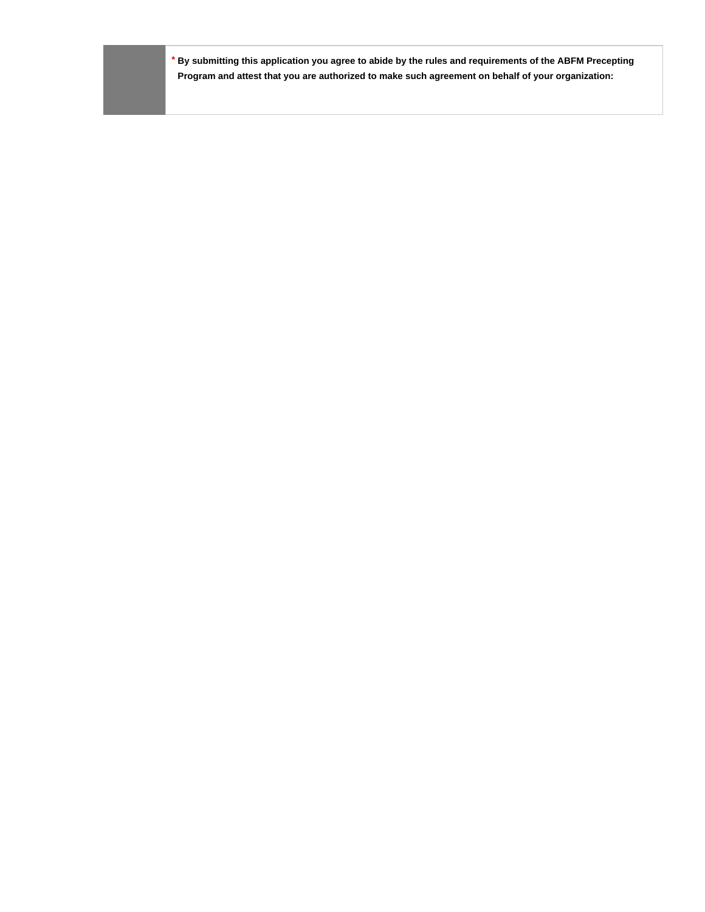* **By submitting this application you agree to abide by the rules and requirements of the ABFM Precepting Program and attest that you are authorized to make such agreement on behalf of your organization:**